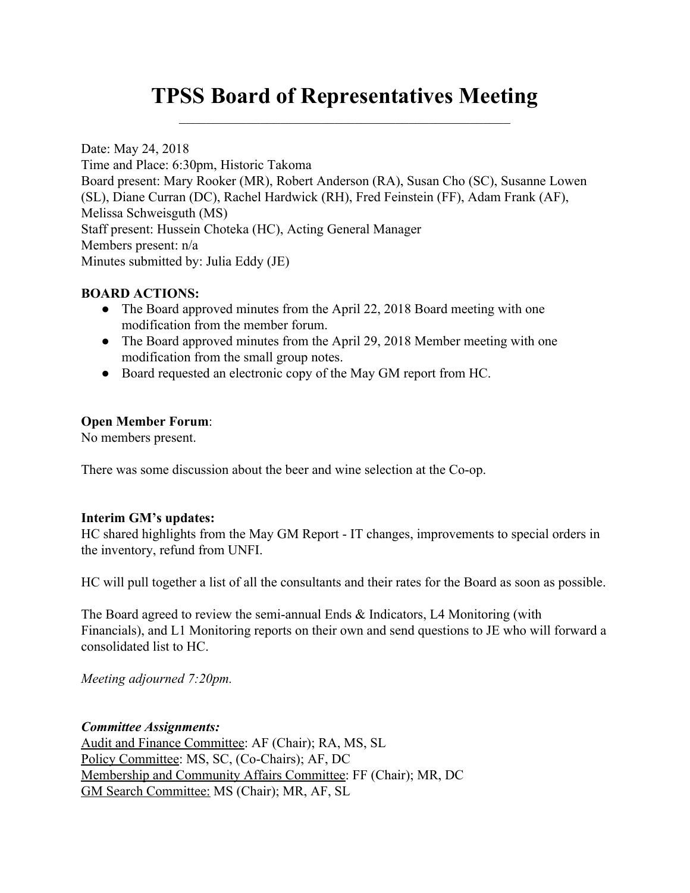# TPSS Board of Representatives Meeting

Date: May 24, 2018
Time and Place: 6:30pm, Historic Takoma
Board present: Mary Rooker (MR), Robert Anderson (RA), Susan Cho (SC), Susanne Lowen (SL), Diane Curran (DC), Rachel Hardwick (RH), Fred Feinstein (FF), Adam Frank (AF), Melissa Schweisguth (MS)
Staff present: Hussein Choteka (HC), Acting General Manager
Members present: n/a
Minutes submitted by: Julia Eddy (JE)

**BOARD ACTIONS:**

- The Board approved minutes from the April 22, 2018 Board meeting with one modification from the member forum.
- The Board approved minutes from the April 29, 2018 Member meeting with one modification from the small group notes.
- Board requested an electronic copy of the May GM report from HC.

**Open Member Forum**:
No members present.

There was some discussion about the beer and wine selection at the Co-op.

**Interim GM's updates:**
HC shared highlights from the May GM Report - IT changes, improvements to special orders in the inventory, refund from UNFI.

HC will pull together a list of all the consultants and their rates for the Board as soon as possible.

The Board agreed to review the semi-annual Ends & Indicators, L4 Monitoring (with Financials), and L1 Monitoring reports on their own and send questions to JE who will forward a consolidated list to HC.

*Meeting adjourned 7:20pm.*

***Committee Assignments:***
Audit and Finance Committee: AF (Chair); RA, MS, SL
Policy Committee: MS, SC, (Co-Chairs); AF, DC
Membership and Community Affairs Committee: FF (Chair); MR, DC
GM Search Committee: MS (Chair); MR, AF, SL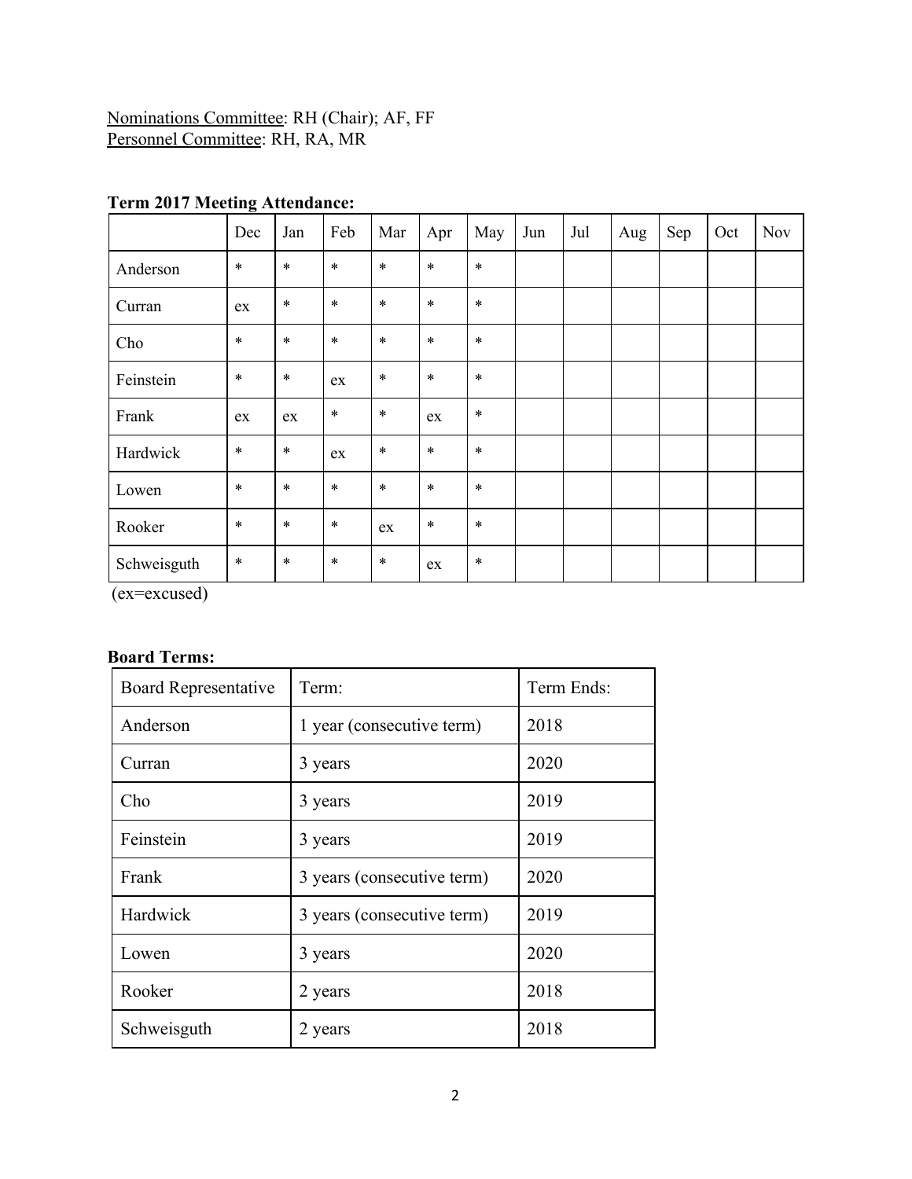Nominations Committee: RH (Chair); AF, FF
Personnel Committee: RH, RA, MR

**Term 2017 Meeting Attendance:**

| | Dec | Jan | Feb | Mar | Apr | May | Jun | Jul | Aug | Sep | Oct | Nov |
|---|---|---|---|---|---|---|---|---|---|---|---|---|
| Anderson | * | * | * | * | * | * | | | | | | |
| Curran | ex | * | * | * | * | * | | | | | | |
| Cho | * | * | * | * | * | * | | | | | | |
| Feinstein | * | * | ex | * | * | * | | | | | | |
| Frank | ex | ex | * | * | ex | * | | | | | | |
| Hardwick | * | * | ex | * | * | * | | | | | | |
| Lowen | * | * | * | * | * | * | | | | | | |
| Rooker | * | * | * | ex | * | * | | | | | | |
| Schweisguth | * | * | * | * | ex | * | | | | | | |

(ex=excused)

**Board Terms:**

| Board Representative | Term: | Term Ends: |
|---|---|---|
| Anderson | 1 year (consecutive term) | 2018 |
| Curran | 3 years | 2020 |
| Cho | 3 years | 2019 |
| Feinstein | 3 years | 2019 |
| Frank | 3 years (consecutive term) | 2020 |
| Hardwick | 3 years (consecutive term) | 2019 |
| Lowen | 3 years | 2020 |
| Rooker | 2 years | 2018 |
| Schweisguth | 2 years | 2018 |